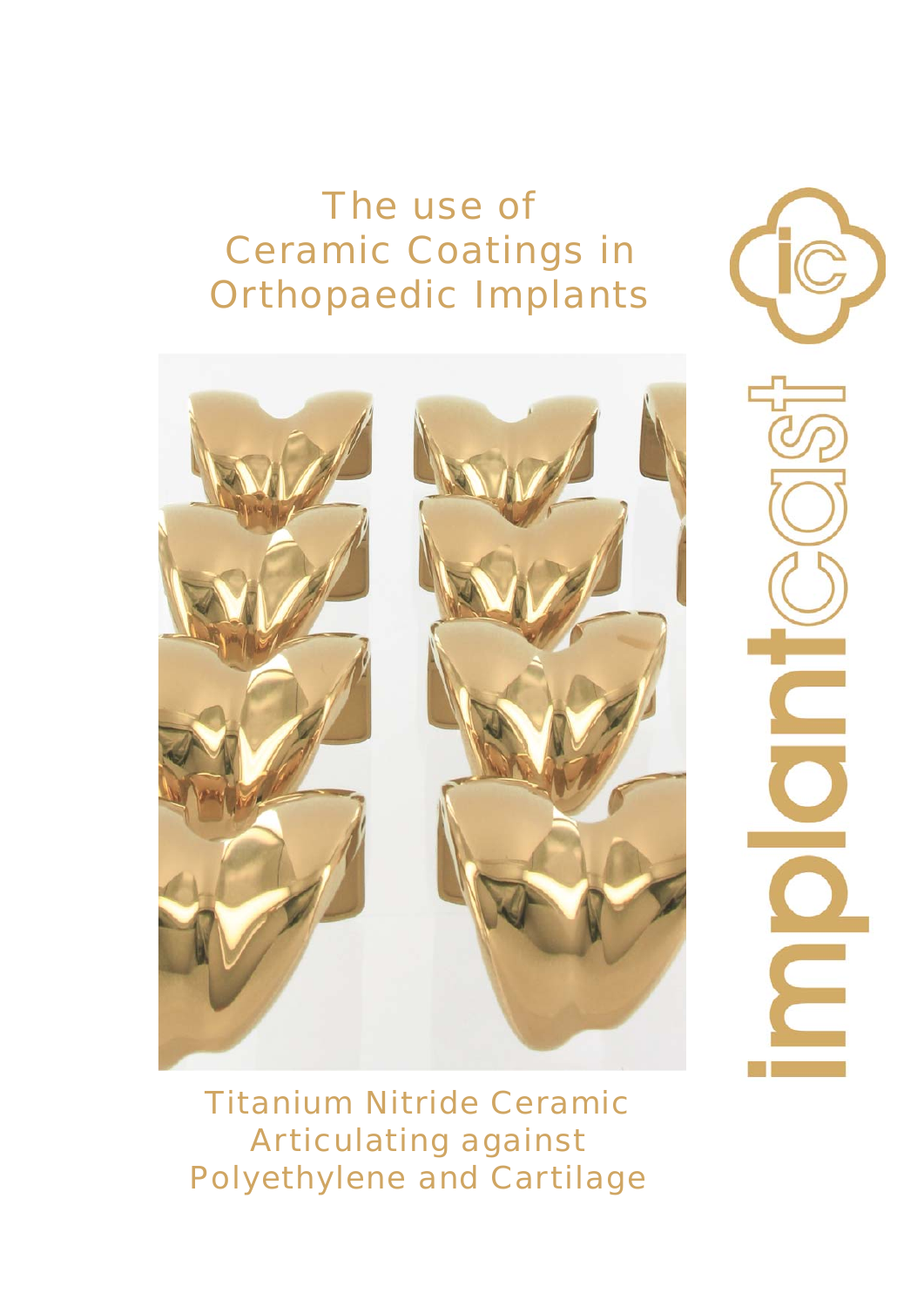# The use of Ceramic Coatings in Orthopaedic Implants

Titanium Nitride Ceramic Articulating against Polyethylene and Cartilage

implantcast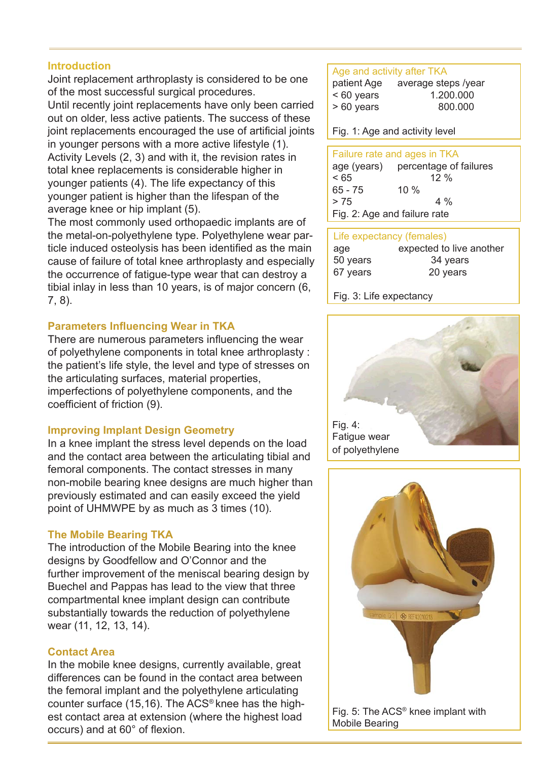## Introduction

Joint replacement arthroplasty is considered to be one of the most successful surgical procedures.

Until recently joint replacements have only been carried out on older, less active patients. The success of these joint replacements encouraged the use of artificial joints in younger persons with a more active lifestyle (1). Activity Levels (2, 3) and with it, the revision rates in total knee replacements is considerable higher in younger patients (4). The life expectancy of this younger patient is higher than the lifespan of the average knee or hip implant (5).

The most commonly used orthopaedic implants are of the metal-on-polyethylene type. Polyethylene wear particle induced osteolysis has been identified as the main cause of failure of total knee arthroplasty and especially the occurrence of fatigue-type wear that can destroy a tibial inlay in less than 10 years, is of major concern (6, 7, 8).

## Parameters Influencing Wear in TKA

There are numerous parameters influencing the wear of polyethylene components in total knee arthroplasty : the patient's life style, the level and type of stresses on the articulating surfaces, material properties, imperfections of polyethylene components, and the coefficient of friction (9).

## Improving Implant Design Geometry

In a knee implant the stress level depends on the load and the contact area between the articulating tibial and femoral components. The contact stresses in many non-mobile bearing knee designs are much higher than previously estimated and can easily exceed the yield point of UHMWPE by as much as 3 times (10).

## The Mobile Bearing TKA

The introduction of the Mobile Bearing into the knee designs by Goodfellow and O'Connor and the further improvement of the meniscal bearing design by Buechel and Pappas has lead to the view that three compartmental knee implant design can contribute substantially towards the reduction of polyethylene wear (11, 12, 13, 14).

## Contact Area

In the mobile knee designs, currently available, great differences can be found in the contact area between the femoral implant and the polyethylene articulating counter surface (15,16). The ACS® knee has the highest contact area at extension (where the highest load occurs) and at 60° of flexion.

**Age and activity after TKA**

| patient Age | average steps /year |
|---|---|
| < 60 years | 1.200.000 |
| > 60 years | 800.000 |

Fig. 1: Age and activity level

**Failure rate and ages in TKA**

| age (years) | percentage of failures |
|---|---|
| < 65 | 12 % |
| 65 - 75 | 10 % |
| > 75 | 4 % |

Fig. 2: Age and failure rate

**Life expectancy (females)**

| age | expected to live another |
|---|---|
| 50 years | 34 years |
| 67 years | 20 years |

Fig. 3: Life expectancy

Fig. 4: Fatigue wear of polyethylene

Fig. 5: The ACS® knee implant with Mobile Bearing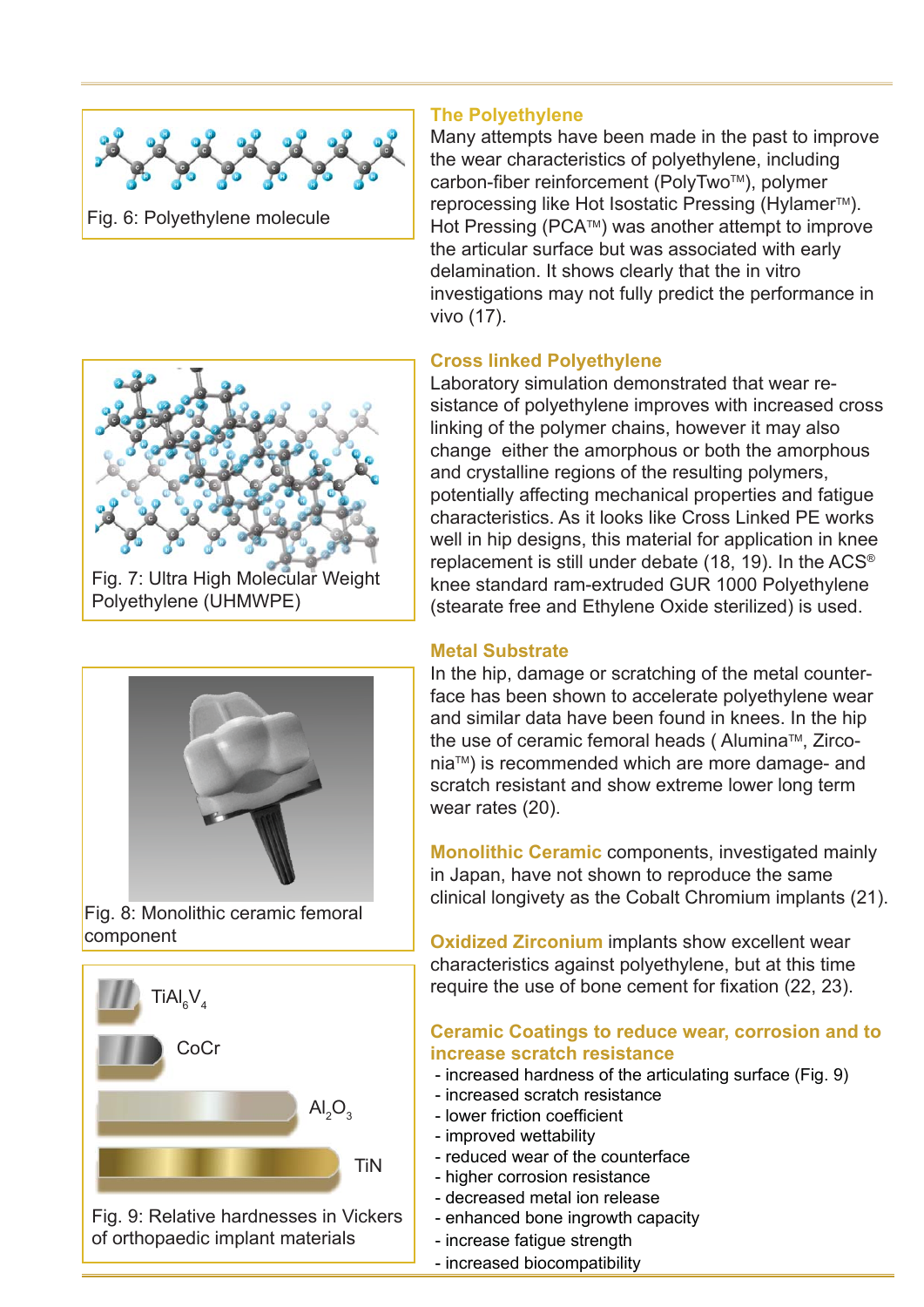Fig. 6: Polyethylene molecule

## The Polyethylene

Many attempts have been made in the past to improve the wear characteristics of polyethylene, including carbon-fiber reinforcement (PolyTwo™), polymer reprocessing like Hot Isostatic Pressing (Hylamer™). Hot Pressing (PCA™) was another attempt to improve the articular surface but was associated with early delamination. It shows clearly that the in vitro investigations may not fully predict the performance in vivo (17).

Fig. 7: Ultra High Molecular Weight Polyethylene (UHMWPE)

## Cross linked Polyethylene

Laboratory simulation demonstrated that wear resistance of polyethylene improves with increased cross linking of the polymer chains, however it may also change either the amorphous or both the amorphous and crystalline regions of the resulting polymers, potentially affecting mechanical properties and fatigue characteristics. As it looks like Cross Linked PE works well in hip designs, this material for application in knee replacement is still under debate (18, 19). In the ACS® knee standard ram-extruded GUR 1000 Polyethylene (stearate free and Ethylene Oxide sterilized) is used.

Fig. 8: Monolithic ceramic femoral component

## Metal Substrate

In the hip, damage or scratching of the metal counterface has been shown to accelerate polyethylene wear and similar data have been found in knees. In the hip the use of ceramic femoral heads ( Alumina™, Zirconia™) is recommended which are more damage- and scratch resistant and show extreme lower long term wear rates (20).

**Monolithic Ceramic** components, investigated mainly in Japan, have not shown to reproduce the same clinical longevity as the Cobalt Chromium implants (21).

**Oxidized Zirconium** implants show excellent wear characteristics against polyethylene, but at this time require the use of bone cement for fixation (22, 23).

$TiAl_6V_4$

CoCr

$Al_2O_3$

TiN

Fig. 9: Relative hardnesses in Vickers of orthopaedic implant materials

## Ceramic Coatings to reduce wear, corrosion and to increase scratch resistance

- increased hardness of the articulating surface (Fig. 9)
- increased scratch resistance
- lower friction coefficient
- improved wettability
- reduced wear of the counterface
- higher corrosion resistance
- decreased metal ion release
- enhanced bone ingrowth capacity
- increase fatigue strength
- increased biocompatibility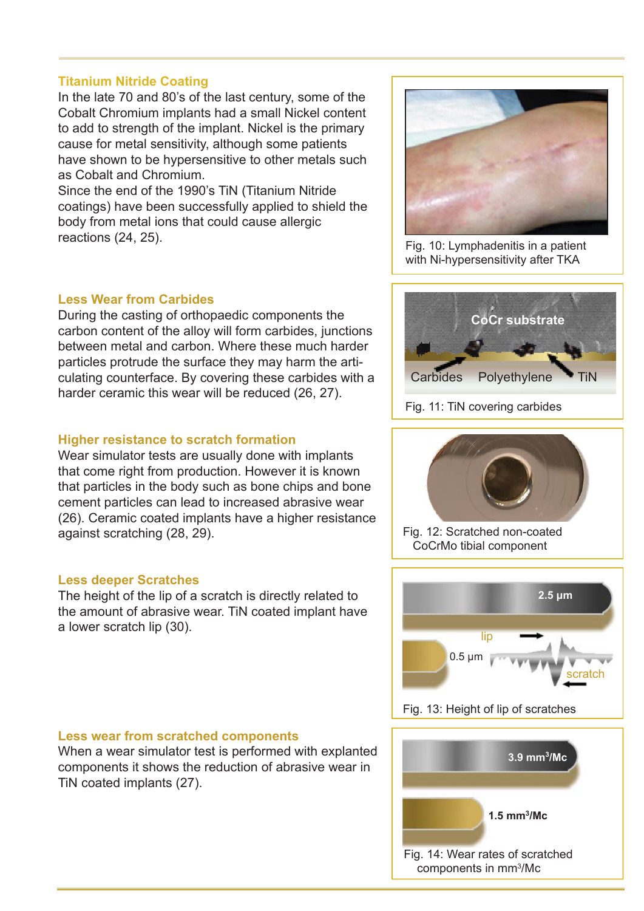## Titanium Nitride Coating

In the late 70 and 80's of the last century, some of the Cobalt Chromium implants had a small Nickel content to add to strength of the implant. Nickel is the primary cause for metal sensitivity, although some patients have shown to be hypersensitive to other metals such as Cobalt and Chromium.
Since the end of the 1990's TiN (Titanium Nitride coatings) have been successfully applied to shield the body from metal ions that could cause allergic reactions (24, 25).

Fig. 10: Lymphadenitis in a patient with Ni-hypersensitivity after TKA

## Less Wear from Carbides

During the casting of orthopaedic components the carbon content of the alloy will form carbides, junctions between metal and carbon. Where these much harder particles protrude the surface they may harm the articulating counterface. By covering these carbides with a harder ceramic this wear will be reduced (26, 27).

CoCr substrate

Carbides Polyethylene TiN

Fig. 11: TiN covering carbides

## Higher resistance to scratch formation

Wear simulator tests are usually done with implants that come right from production. However it is known that particles in the body such as bone chips and bone cement particles can lead to increased abrasive wear (26). Ceramic coated implants have a higher resistance against scratching (28, 29).

Fig. 12: Scratched non-coated CoCrMo tibial component

## Less deeper Scratches

The height of the lip of a scratch is directly related to the amount of abrasive wear. TiN coated implant have a lower scratch lip (30).

2.5 µm

lip

0.5 µm

scratch

Fig. 13: Height of lip of scratches

## Less wear from scratched components

When a wear simulator test is performed with explanted components it shows the reduction of abrasive wear in TiN coated implants (27).

3.9 mm³/Mc

1.5 mm³/Mc

Fig. 14: Wear rates of scratched components in mm³/Mc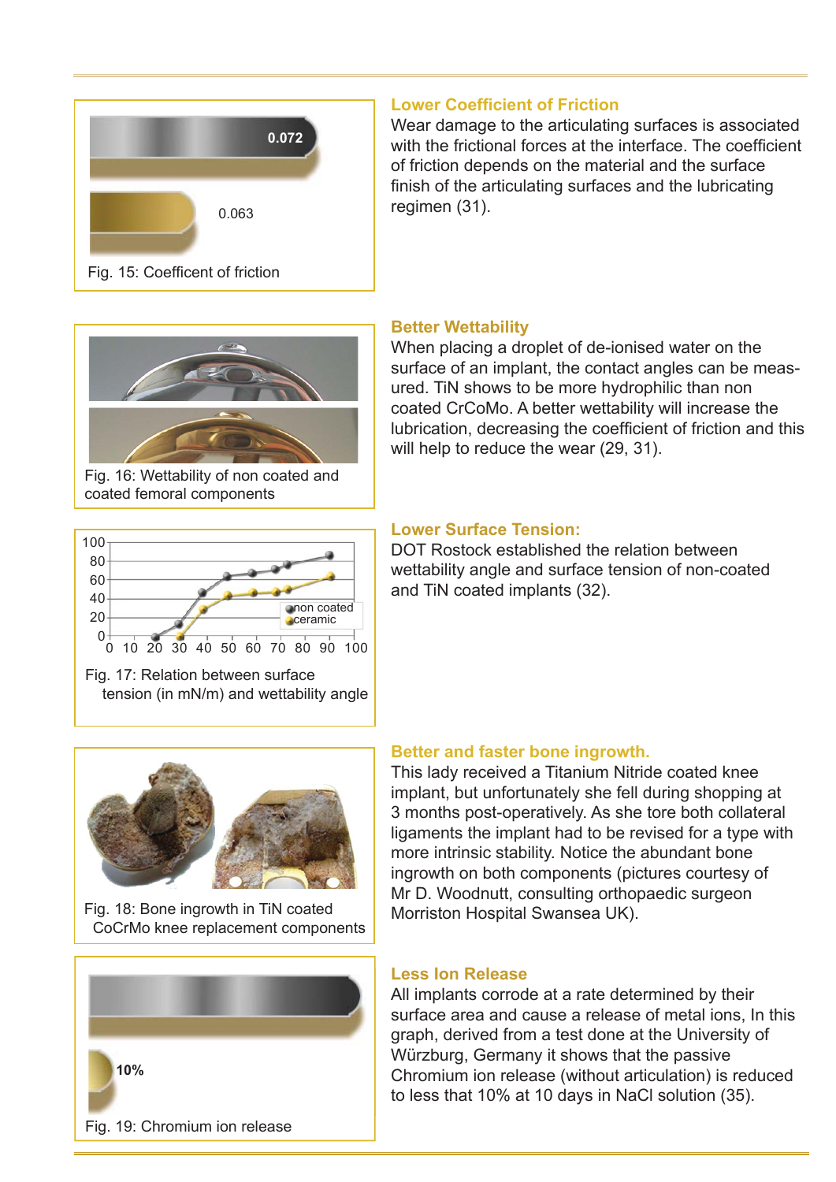0.072

0.063

Fig. 15: Coefficent of friction

## Lower Coefficient of Friction

Wear damage to the articulating surfaces is associated with the frictional forces at the interface. The coefficient of friction depends on the material and the surface finish of the articulating surfaces and the lubricating regimen (31).

Fig. 16: Wettability of non coated and coated femoral components

## Better Wettability

When placing a droplet of de-ionised water on the surface of an implant, the contact angles can be measured. TiN shows to be more hydrophilic than non coated CrCoMo. A better wettability will increase the lubrication, decreasing the coefficient of friction and this will help to reduce the wear (29, 31).

Fig. 17: Relation between surface tension (in mN/m) and wettability angle

## Lower Surface Tension:

DOT Rostock established the relation between wettability angle and surface tension of non-coated and TiN coated implants (32).

Fig. 18: Bone ingrowth in TiN coated CoCrMo knee replacement components

## Better and faster bone ingrowth.

This lady received a Titanium Nitride coated knee implant, but unfortunately she fell during shopping at 3 months post-operatively. As she tore both collateral ligaments the implant had to be revised for a type with more intrinsic stability. Notice the abundant bone ingrowth on both components (pictures courtesy of Mr D. Woodnutt, consulting orthopaedic surgeon Morriston Hospital Swansea UK).

10%

Fig. 19: Chromium ion release

## Less Ion Release

All implants corrode at a rate determined by their surface area and cause a release of metal ions, In this graph, derived from a test done at the University of Würzburg, Germany it shows that the passive Chromium ion release (without articulation) is reduced to less that 10% at 10 days in NaCl solution (35).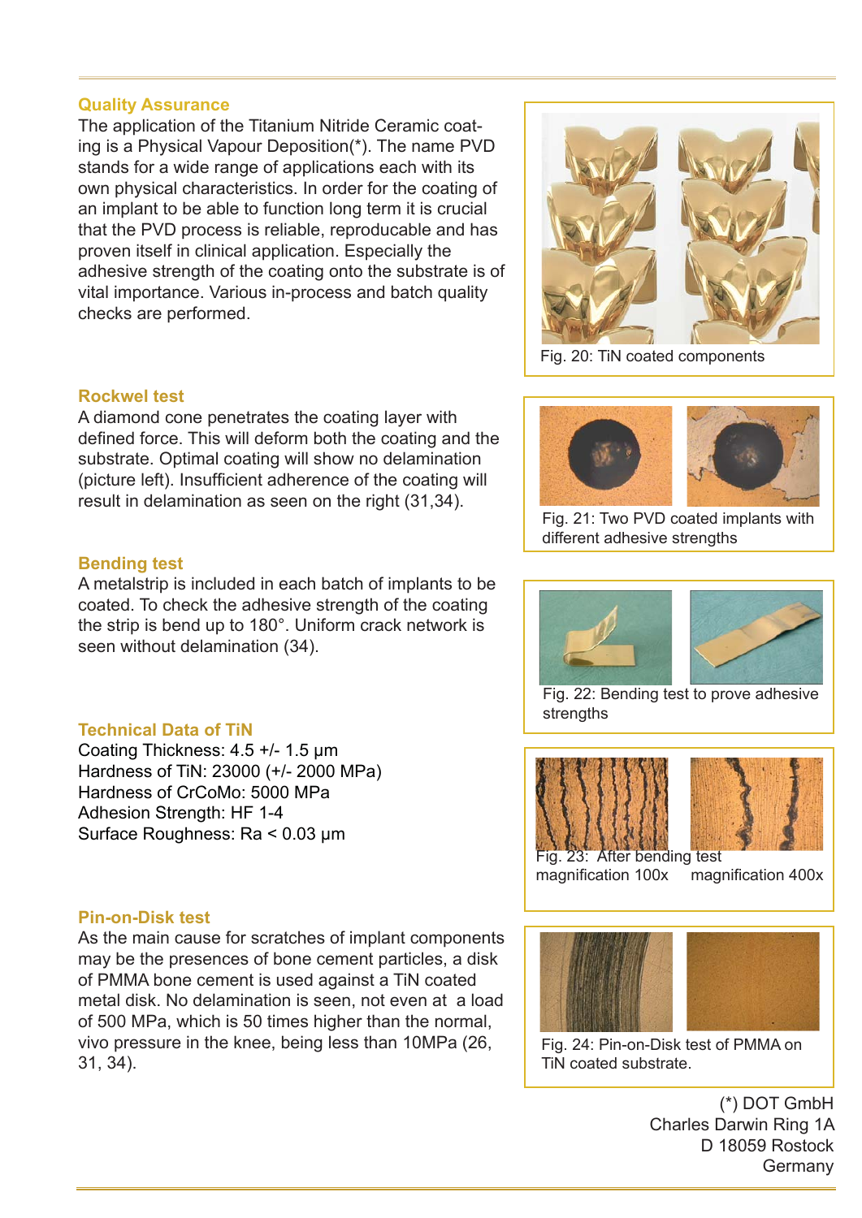## Quality Assurance

The application of the Titanium Nitride Ceramic coating is a Physical Vapour Deposition(*). The name PVD stands for a wide range of applications each with its own physical characteristics. In order for the coating of an implant to be able to function long term it is crucial that the PVD process is reliable, reproducable and has proven itself in clinical application. Especially the adhesive strength of the coating onto the substrate is of vital importance. Various in-process and batch quality checks are performed.

Fig. 20: TiN coated components

## Rockwel test

A diamond cone penetrates the coating layer with defined force. This will deform both the coating and the substrate. Optimal coating will show no delamination (picture left). Insufficient adherence of the coating will result in delamination as seen on the right (31,34).

Fig. 21: Two PVD coated implants with different adhesive strengths

## Bending test

A metalstrip is included in each batch of implants to be coated. To check the adhesive strength of the coating the strip is bend up to 180°. Uniform crack network is seen without delamination (34).

Fig. 22: Bending test to prove adhesive strengths

Fig. 23: After bending test
magnification 100x magnification 400x

## Technical Data of TiN

Coating Thickness: 4.5 +/- 1.5 µm
Hardness of TiN: 23000 (+/- 2000 MPa)
Hardness of CrCoMo: 5000 MPa
Adhesion Strength: HF 1-4
Surface Roughness: Ra < 0.03 µm

## Pin-on-Disk test

As the main cause for scratches of implant components may be the presences of bone cement particles, a disk of PMMA bone cement is used against a TiN coated metal disk. No delamination is seen, not even at a load of 500 MPa, which is 50 times higher than the normal, vivo pressure in the knee, being less than 10MPa (26, 31, 34).

Fig. 24: Pin-on-Disk test of PMMA on TiN coated substrate.

(*) DOT GmbH
Charles Darwin Ring 1A
D 18059 Rostock
Germany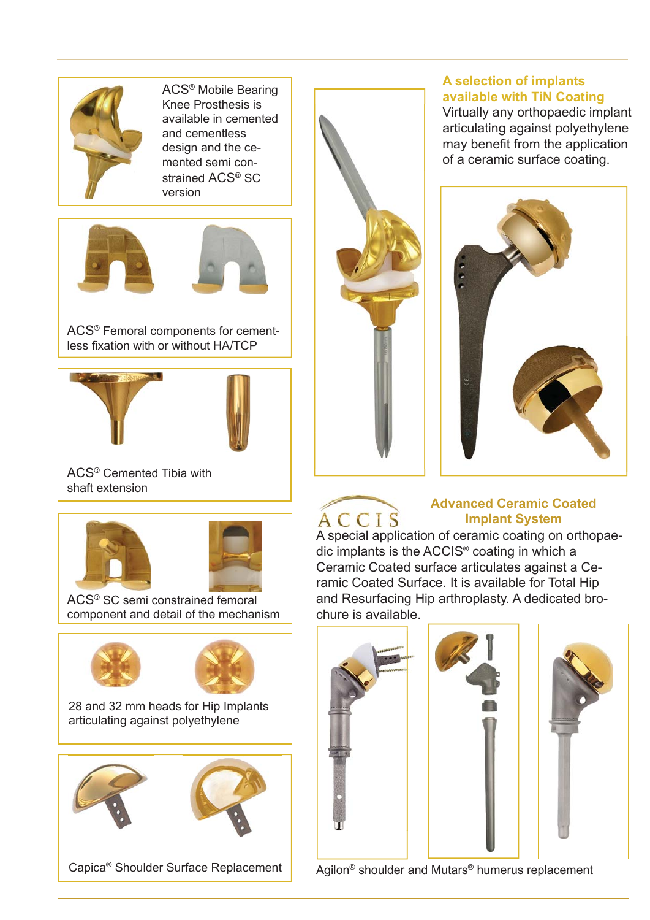ACS® Mobile Bearing Knee Prosthesis is available in cemented and cementless design and the cemented semi constrained ACS® SC version

ACS® Femoral components for cementless fixation with or without HA/TCP

ACS® Cemented Tibia with shaft extension

ACS® SC semi constrained femoral component and detail of the mechanism

28 and 32 mm heads for Hip Implants articulating against polyethylene

Capica® Shoulder Surface Replacement

## A selection of implants available with TiN Coating

Virtually any orthopaedic implant articulating against polyethylene may benefit from the application of a ceramic surface coating.

ACCIS

## Advanced Ceramic Coated Implant System

A special application of ceramic coating on orthopaedic implants is the ACCIS® coating in which a Ceramic Coated surface articulates against a Ceramic Coated Surface. It is available for Total Hip and Resurfacing Hip arthroplasty. A dedicated brochure is available.

Agilon® shoulder and Mutars® humerus replacement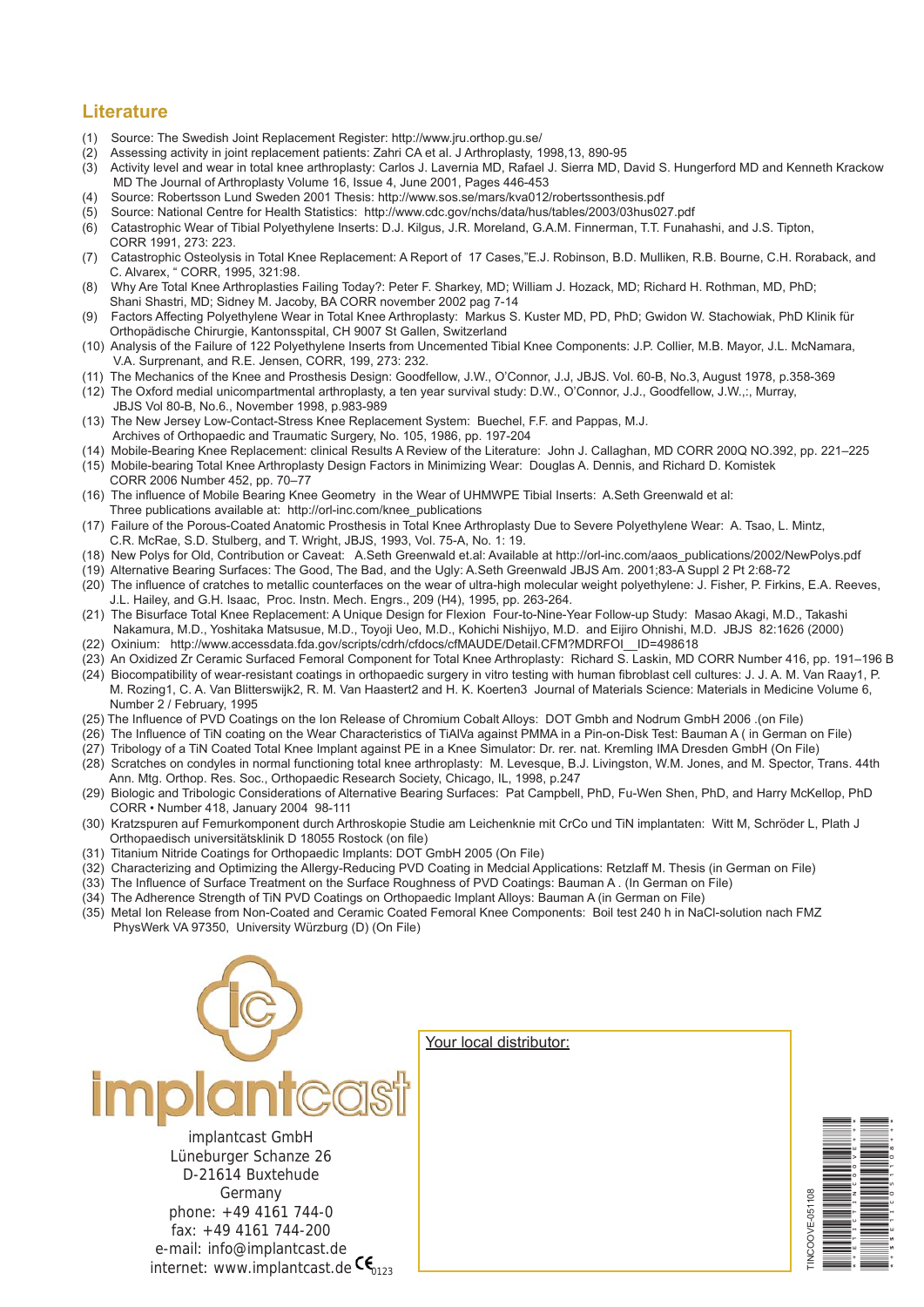## Literature

(1) Source: The Swedish Joint Replacement Register: http://www.jru.orthop.gu.se/
(2) Assessing activity in joint replacement patients: Zahri CA et al. J Arthroplasty, 1998,13, 890-95
(3) Activity level and wear in total knee arthroplasty: Carlos J. Lavernia MD, Rafael J. Sierra MD, David S. Hungerford MD and Kenneth Krackow MD The Journal of Arthroplasty Volume 16, Issue 4, June 2001, Pages 446-453
(4) Source: Robertsson Lund Sweden 2001 Thesis: http://www.sos.se/mars/kva012/robertssonthesis.pdf
(5) Source: National Centre for Health Statistics: http://www.cdc.gov/nchs/data/hus/tables/2003/03hus027.pdf
(6) Catastrophic Wear of Tibial Polyethylene Inserts: D.J. Kilgus, J.R. Moreland, G.A.M. Finnerman, T.T. Funahashi, and J.S. Tipton, CORR 1991, 273: 223.
(7) Catastrophic Osteolysis in Total Knee Replacement: A Report of 17 Cases,"E.J. Robinson, B.D. Mulliken, R.B. Bourne, C.H. Roraback, and C. Alvarex, " CORR, 1995, 321:98.
(8) Why Are Total Knee Arthroplasties Failing Today?: Peter F. Sharkey, MD; William J. Hozack, MD; Richard H. Rothman, MD, PhD; Shani Shastri, MD; Sidney M. Jacoby, BA CORR november 2002 pag 7-14
(9) Factors Affecting Polyethylene Wear in Total Knee Arthroplasty: Markus S. Kuster MD, PD, PhD; Gwidon W. Stachowiak, PhD Klinik für Orthopädische Chirurgie, Kantonsspital, CH 9007 St Gallen, Switzerland
(10) Analysis of the Failure of 122 Polyethylene Inserts from Uncemented Tibial Knee Components: J.P. Collier, M.B. Mayor, J.L. McNamara, V.A. Surprenant, and R.E. Jensen, CORR, 199, 273: 232.
(11) The Mechanics of the Knee and Prosthesis Design: Goodfellow, J.W., O'Connor, J.J, JBJS. Vol. 60-B, No.3, August 1978, p.358-369
(12) The Oxford medial unicompartmental arthroplasty, a ten year survival study: D.W., O'Connor, J.J., Goodfellow, J.W.,:, Murray, JBJS Vol 80-B, No.6., November 1998, p.983-989
(13) The New Jersey Low-Contact-Stress Knee Replacement System: Buechel, F.F. and Pappas, M.J. Archives of Orthopaedic and Traumatic Surgery, No. 105, 1986, pp. 197-204
(14) Mobile-Bearing Knee Replacement: clinical Results A Review of the Literature: John J. Callaghan, MD CORR 200Q NO.392, pp. 221–225
(15) Mobile-bearing Total Knee Arthroplasty Design Factors in Minimizing Wear: Douglas A. Dennis, and Richard D. Komistek CORR 2006 Number 452, pp. 70–77
(16) The influence of Mobile Bearing Knee Geometry in the Wear of UHMWPE Tibial Inserts: A.Seth Greenwald et al: Three publications available at: http://orl-inc.com/knee_publications
(17) Failure of the Porous-Coated Anatomic Prosthesis in Total Knee Arthroplasty Due to Severe Polyethylene Wear: A. Tsao, L. Mintz, C.R. McRae, S.D. Stulberg, and T. Wright, JBJS, 1993, Vol. 75-A, No. 1: 19.
(18) New Polys for Old, Contribution or Caveat: A.Seth Greenwald et.al: Available at http://orl-inc.com/aaos_publications/2002/NewPolys.pdf
(19) Alternative Bearing Surfaces: The Good, The Bad, and the Ugly: A.Seth Greenwald JBJS Am. 2001;83-A Suppl 2 Pt 2:68-72
(20) The influence of cratches to metallic counterfaces on the wear of ultra-high molecular weight polyethylene: J. Fisher, P. Firkins, E.A. Reeves, J.L. Hailey, and G.H. Isaac, Proc. Instn. Mech. Engrs., 209 (H4), 1995, pp. 263-264.
(21) The Bisurface Total Knee Replacement: A Unique Design for Flexion Four-to-Nine-Year Follow-up Study: Masao Akagi, M.D., Takashi Nakamura, M.D., Yoshitaka Matsusue, M.D., Toyoji Ueo, M.D., Kohichi Nishijyo, M.D. and Eijiro Ohnishi, M.D. JBJS 82:1626 (2000)
(22) Oxinium: http://www.accessdata.fda.gov/scripts/cdrh/cfdocs/cfMAUDE/Detail.CFM?MDRFOI__ID=498618
(23) An Oxidized Zr Ceramic Surfaced Femoral Component for Total Knee Arthroplasty: Richard S. Laskin, MD CORR Number 416, pp. 191–196 B
(24) Biocompatibility of wear-resistant coatings in orthopaedic surgery in vitro testing with human fibroblast cell cultures: J. J. A. M. Van Raay1, P. M. Rozing1, C. A. Van Blitterswijk2, R. M. Van Haastert2 and H. K. Koerten3 Journal of Materials Science: Materials in Medicine Volume 6, Number 2 / February, 1995
(25) The Influence of PVD Coatings on the Ion Release of Chromium Cobalt Alloys: DOT Gmbh and Nodrum GmbH 2006 .(on File)
(26) The Influence of TiN coating on the Wear Characteristics of TiAlVa against PMMA in a Pin-on-Disk Test: Bauman A ( in German on File)
(27) Tribology of a TiN Coated Total Knee Implant against PE in a Knee Simulator: Dr. rer. nat. Kremling IMA Dresden GmbH (On File)
(28) Scratches on condyles in normal functioning total knee arthroplasty: M. Levesque, B.J. Livingston, W.M. Jones, and M. Spector, Trans. 44th Ann. Mtg. Orthop. Res. Soc., Orthopaedic Research Society, Chicago, IL, 1998, p.247
(29) Biologic and Tribologic Considerations of Alternative Bearing Surfaces: Pat Campbell, PhD, Fu-Wen Shen, PhD, and Harry McKellop, PhD CORR • Number 418, January 2004 98-111
(30) Kratzspuren auf Femurkomponent durch Arthroskopie Studie am Leichenknie mit CrCo und TiN implantaten: Witt M, Schröder L, Plath J Orthopaedisch universitätsklinik D 18055 Rostock (on file)
(31) Titanium Nitride Coatings for Orthopaedic Implants: DOT GmbH 2005 (On File)
(32) Characterizing and Optimizing the Allergy-Reducing PVD Coating in Medcial Applications: Retzlaff M. Thesis (in German on File)
(33) The Influence of Surface Treatment on the Surface Roughness of PVD Coatings: Bauman A . (In German on File)
(34) The Adherence Strength of TiN PVD Coatings on Orthopaedic Implant Alloys: Bauman A (in German on File)
(35) Metal Ion Release from Non-Coated and Ceramic Coated Femoral Knee Components: Boil test 240 h in NaCl-solution nach FMZ PhysWerk VA 97350, University Würzburg (D) (On File)

implantcast

implantcast GmbH
Lüneburger Schanze 26
D-21614 Buxtehude
Germany
phone: +49 4161 744-0
fax: +49 4161 744-200
e-mail: info@implantcast.de
internet: www.implantcast.de CE 0123

Your local distributor:

TINCOOVE-051108